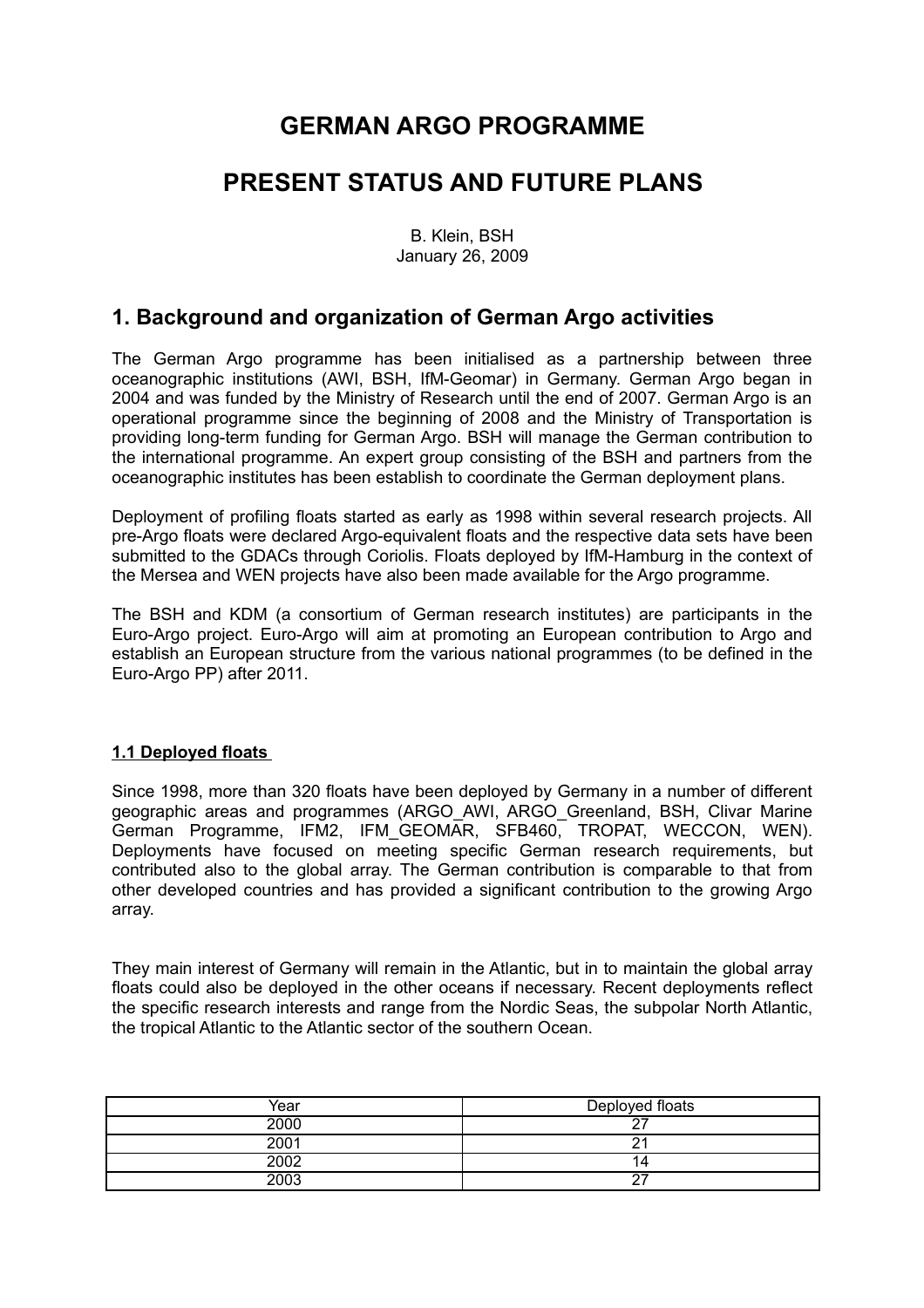# GERMAN ARGO PROGRAMME

# PRESENT STATUS AND FUTURE PLANS

B. Klein, BSH
January 26, 2009

## 1. Background and organization of German Argo activities

The German Argo programme has been initialised as a partnership between three oceanographic institutions (AWI, BSH, IfM-Geomar) in Germany. German Argo began in 2004 and was funded by the Ministry of Research until the end of 2007. German Argo is an operational programme since the beginning of 2008 and the Ministry of Transportation is providing long-term funding for German Argo. BSH will manage the German contribution to the international programme. An expert group consisting of the BSH and partners from the oceanographic institutes has been establish to coordinate the German deployment plans.

Deployment of profiling floats started as early as 1998 within several research projects. All pre-Argo floats were declared Argo-equivalent floats and the respective data sets have been submitted to the GDACs through Coriolis. Floats deployed by IfM-Hamburg in the context of the Mersea and WEN projects have also been made available for the Argo programme.

The BSH and KDM (a consortium of German research institutes) are participants in the Euro-Argo project. Euro-Argo will aim at promoting an European contribution to Argo and establish an European structure from the various national programmes (to be defined in the Euro-Argo PP) after 2011.

### 1.1 Deployed floats

Since 1998, more than 320 floats have been deployed by Germany in a number of different geographic areas and programmes (ARGO_AWI, ARGO_Greenland, BSH, Clivar Marine German Programme, IFM2, IFM_GEOMAR, SFB460, TROPAT, WECCON, WEN). Deployments have focused on meeting specific German research requirements, but contributed also to the global array. The German contribution is comparable to that from other developed countries and has provided a significant contribution to the growing Argo array.

They main interest of Germany will remain in the Atlantic, but in to maintain the global array floats could also be deployed in the other oceans if necessary. Recent deployments reflect the specific research interests and range from the Nordic Seas, the subpolar North Atlantic, the tropical Atlantic to the Atlantic sector of the southern Ocean.

| Year | Deployed floats |
|---|---|
| 2000 | 27 |
| 2001 | 21 |
| 2002 | 14 |
| 2003 | 27 |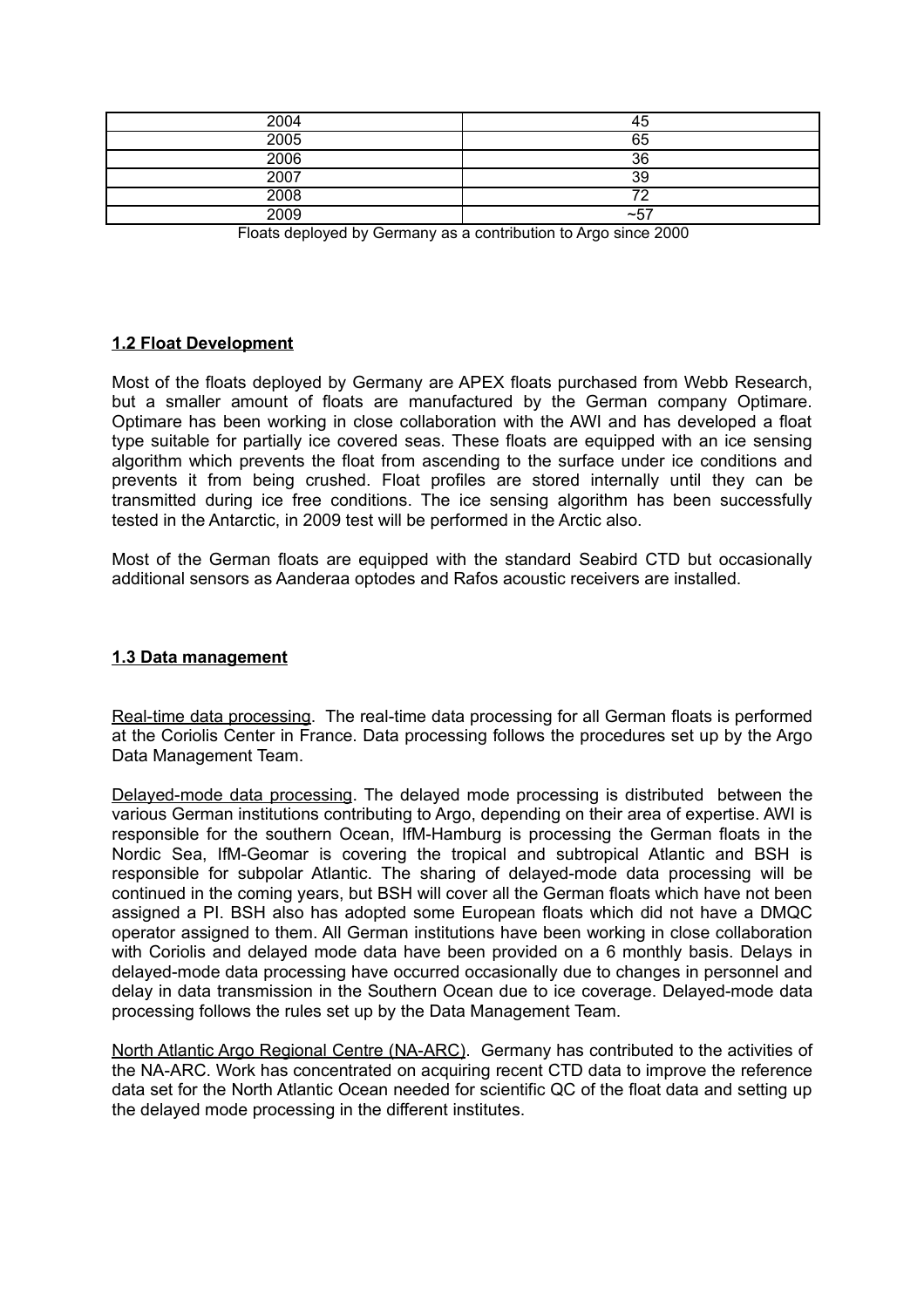| 2004 | 45 |
|---|---|
| 2005 | 65 |
| 2006 | 36 |
| 2007 | 39 |
| 2008 | 72 |
| 2009 | ~57 |

Floats deployed by Germany as a contribution to Argo since 2000

## 1.2 Float Development

Most of the floats deployed by Germany are APEX floats purchased from Webb Research, but a smaller amount of floats are manufactured by the German company Optimare. Optimare has been working in close collaboration with the AWI and has developed a float type suitable for partially ice covered seas. These floats are equipped with an ice sensing algorithm which prevents the float from ascending to the surface under ice conditions and prevents it from being crushed. Float profiles are stored internally until they can be transmitted during ice free conditions. The ice sensing algorithm has been successfully tested in the Antarctic, in 2009 test will be performed in the Arctic also.

Most of the German floats are equipped with the standard Seabird CTD but occasionally additional sensors as Aanderaa optodes and Rafos acoustic receivers are installed.

## 1.3 Data management

Real-time data processing. The real-time data processing for all German floats is performed at the Coriolis Center in France. Data processing follows the procedures set up by the Argo Data Management Team.

Delayed-mode data processing. The delayed mode processing is distributed between the various German institutions contributing to Argo, depending on their area of expertise. AWI is responsible for the southern Ocean, IfM-Hamburg is processing the German floats in the Nordic Sea, IfM-Geomar is covering the tropical and subtropical Atlantic and BSH is responsible for subpolar Atlantic. The sharing of delayed-mode data processing will be continued in the coming years, but BSH will cover all the German floats which have not been assigned a PI. BSH also has adopted some European floats which did not have a DMQC operator assigned to them. All German institutions have been working in close collaboration with Coriolis and delayed mode data have been provided on a 6 monthly basis. Delays in delayed-mode data processing have occurred occasionally due to changes in personnel and delay in data transmission in the Southern Ocean due to ice coverage. Delayed-mode data processing follows the rules set up by the Data Management Team.

North Atlantic Argo Regional Centre (NA-ARC). Germany has contributed to the activities of the NA-ARC. Work has concentrated on acquiring recent CTD data to improve the reference data set for the North Atlantic Ocean needed for scientific QC of the float data and setting up the delayed mode processing in the different institutes.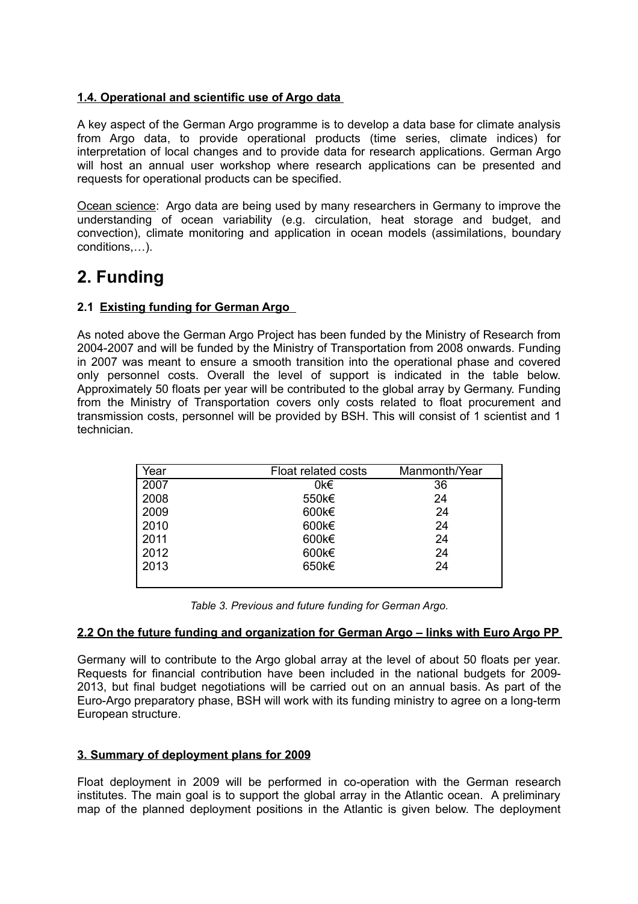### 1.4. Operational and scientific use of Argo data

A key aspect of the German Argo programme is to develop a data base for climate analysis from Argo data, to provide operational products (time series, climate indices) for interpretation of local changes and to provide data for research applications. German Argo will host an annual user workshop where research applications can be presented and requests for operational products can be specified.

Ocean science: Argo data are being used by many researchers in Germany to improve the understanding of ocean variability (e.g. circulation, heat storage and budget, and convection), climate monitoring and application in ocean models (assimilations, boundary conditions,…).

# 2. Funding

### 2.1 Existing funding for German Argo

As noted above the German Argo Project has been funded by the Ministry of Research from 2004-2007 and will be funded by the Ministry of Transportation from 2008 onwards. Funding in 2007 was meant to ensure a smooth transition into the operational phase and covered only personnel costs. Overall the level of support is indicated in the table below. Approximately 50 floats per year will be contributed to the global array by Germany. Funding from the Ministry of Transportation covers only costs related to float procurement and transmission costs, personnel will be provided by BSH. This will consist of 1 scientist and 1 technician.

| Year | Float related costs | Manmonth/Year |
| --- | --- | --- |
| 2007 | 0k€ | 36 |
| 2008 | 550k€ | 24 |
| 2009 | 600k€ | 24 |
| 2010 | 600k€ | 24 |
| 2011 | 600k€ | 24 |
| 2012 | 600k€ | 24 |
| 2013 | 650k€ | 24 |

*Table 3. Previous and future funding for German Argo.*

### 2.2 On the future funding and organization for German Argo – links with Euro Argo PP

Germany will to contribute to the Argo global array at the level of about 50 floats per year. Requests for financial contribution have been included in the national budgets for 2009-2013, but final budget negotiations will be carried out on an annual basis. As part of the Euro-Argo preparatory phase, BSH will work with its funding ministry to agree on a long-term European structure.

### 3. Summary of deployment plans for 2009

Float deployment in 2009 will be performed in co-operation with the German research institutes. The main goal is to support the global array in the Atlantic ocean. A preliminary map of the planned deployment positions in the Atlantic is given below. The deployment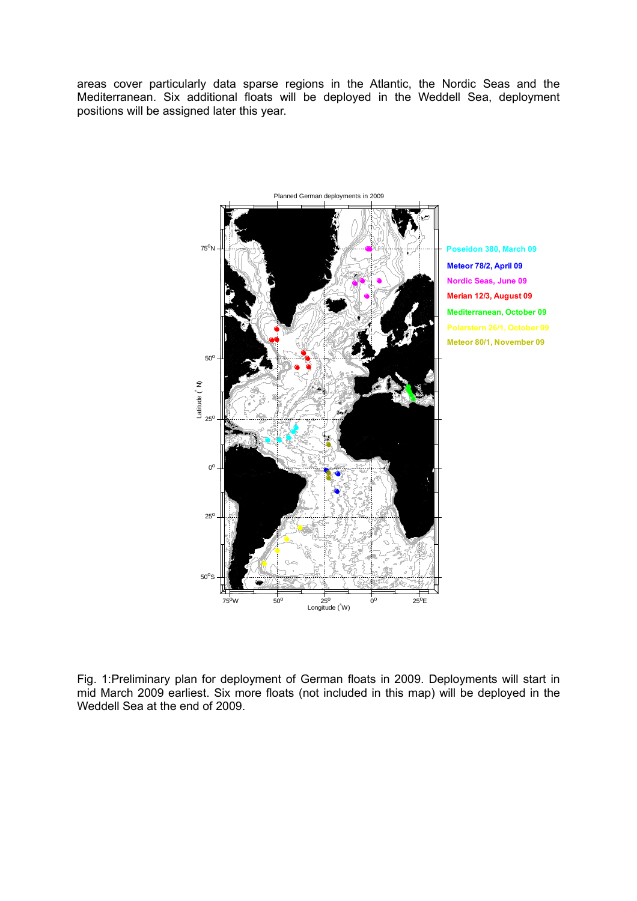areas cover particularly data sparse regions in the Atlantic, the Nordic Seas and the Mediterranean. Six additional floats will be deployed in the Weddell Sea, deployment positions will be assigned later this year.

Planned German deployments in 2009

75°N
50°
25°
0°
25°
50°S

Latitude (°N)

75°W
50°
25°
0°
25°E

Longitude (°W)

Poseidon 380, March 09
Meteor 78/2, April 09
Nordic Seas, June 09
Merian 12/3, August 09
Mediterranean, October 09
Polarstern 26/1, October 09
Meteor 80/1, November 09

Fig. 1:Preliminary plan for deployment of German floats in 2009. Deployments will start in mid March 2009 earliest. Six more floats (not included in this map) will be deployed in the Weddell Sea at the end of 2009.